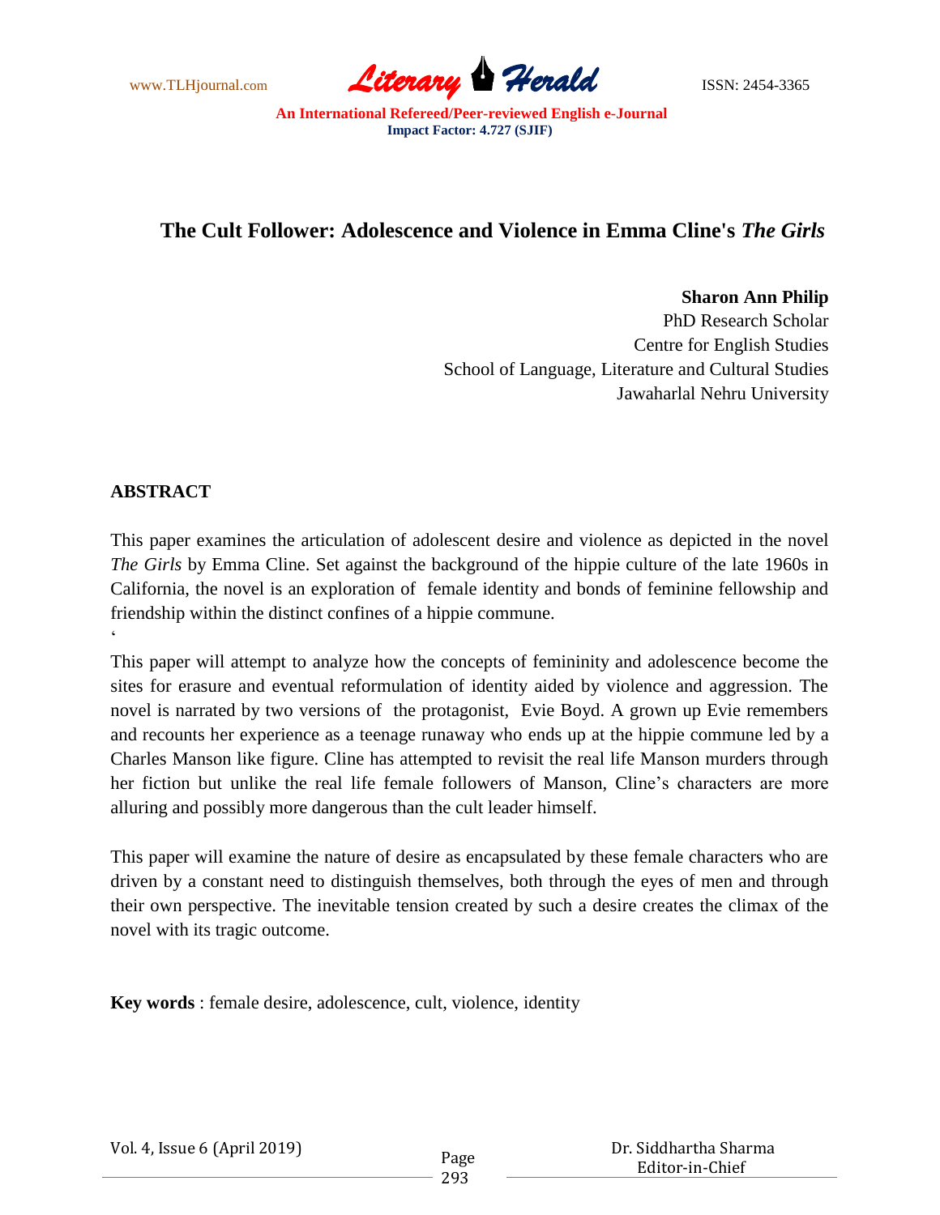# The Cult Follower: Adolescence and Violence in Emma Cline's *The Girls*

**Sharon Ann Philip**
PhD Research Scholar
Centre for English Studies
School of Language, Literature and Cultural Studies
Jawaharlal Nehru University

## ABSTRACT

This paper examines the articulation of adolescent desire and violence as depicted in the novel *The Girls* by Emma Cline. Set against the background of the hippie culture of the late 1960s in California, the novel is an exploration of female identity and bonds of feminine fellowship and friendship within the distinct confines of a hippie commune.

This paper will attempt to analyze how the concepts of femininity and adolescence become the sites for erasure and eventual reformulation of identity aided by violence and aggression. The novel is narrated by two versions of the protagonist, Evie Boyd. A grown up Evie remembers and recounts her experience as a teenage runaway who ends up at the hippie commune led by a Charles Manson like figure. Cline has attempted to revisit the real life Manson murders through her fiction but unlike the real life female followers of Manson, Cline's characters are more alluring and possibly more dangerous than the cult leader himself.

This paper will examine the nature of desire as encapsulated by these female characters who are driven by a constant need to distinguish themselves, both through the eyes of men and through their own perspective. The inevitable tension created by such a desire creates the climax of the novel with its tragic outcome.

**Key words** : female desire, adolescence, cult, violence, identity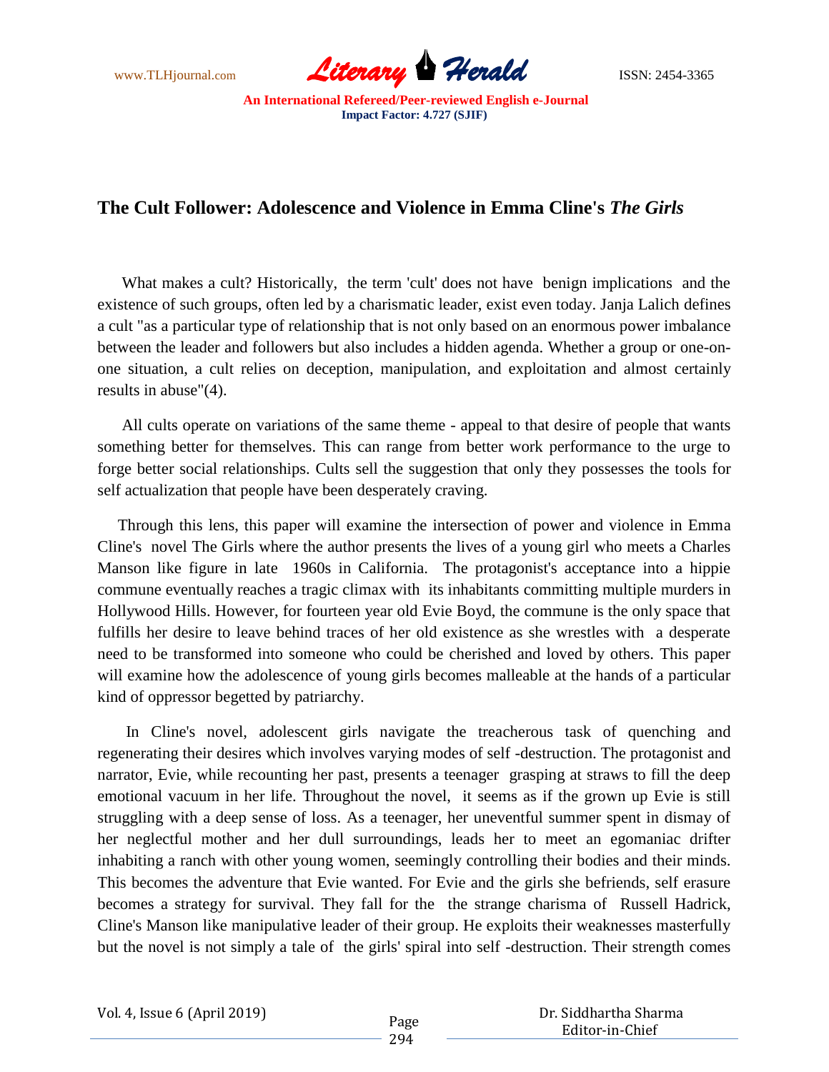## The Cult Follower: Adolescence and Violence in Emma Cline's *The Girls*

What makes a cult? Historically, the term 'cult' does not have benign implications and the existence of such groups, often led by a charismatic leader, exist even today. Janja Lalich defines a cult "as a particular type of relationship that is not only based on an enormous power imbalance between the leader and followers but also includes a hidden agenda. Whether a group or one-on-one situation, a cult relies on deception, manipulation, and exploitation and almost certainly results in abuse"(4).

All cults operate on variations of the same theme - appeal to that desire of people that wants something better for themselves. This can range from better work performance to the urge to forge better social relationships. Cults sell the suggestion that only they possesses the tools for self actualization that people have been desperately craving.

Through this lens, this paper will examine the intersection of power and violence in Emma Cline's novel The Girls where the author presents the lives of a young girl who meets a Charles Manson like figure in late 1960s in California. The protagonist's acceptance into a hippie commune eventually reaches a tragic climax with its inhabitants committing multiple murders in Hollywood Hills. However, for fourteen year old Evie Boyd, the commune is the only space that fulfills her desire to leave behind traces of her old existence as she wrestles with a desperate need to be transformed into someone who could be cherished and loved by others. This paper will examine how the adolescence of young girls becomes malleable at the hands of a particular kind of oppressor begetted by patriarchy.

In Cline's novel, adolescent girls navigate the treacherous task of quenching and regenerating their desires which involves varying modes of self -destruction. The protagonist and narrator, Evie, while recounting her past, presents a teenager grasping at straws to fill the deep emotional vacuum in her life. Throughout the novel, it seems as if the grown up Evie is still struggling with a deep sense of loss. As a teenager, her uneventful summer spent in dismay of her neglectful mother and her dull surroundings, leads her to meet an egomaniac drifter inhabiting a ranch with other young women, seemingly controlling their bodies and their minds. This becomes the adventure that Evie wanted. For Evie and the girls she befriends, self erasure becomes a strategy for survival. They fall for the the strange charisma of Russell Hadrick, Cline's Manson like manipulative leader of their group. He exploits their weaknesses masterfully but the novel is not simply a tale of the girls' spiral into self -destruction. Their strength comes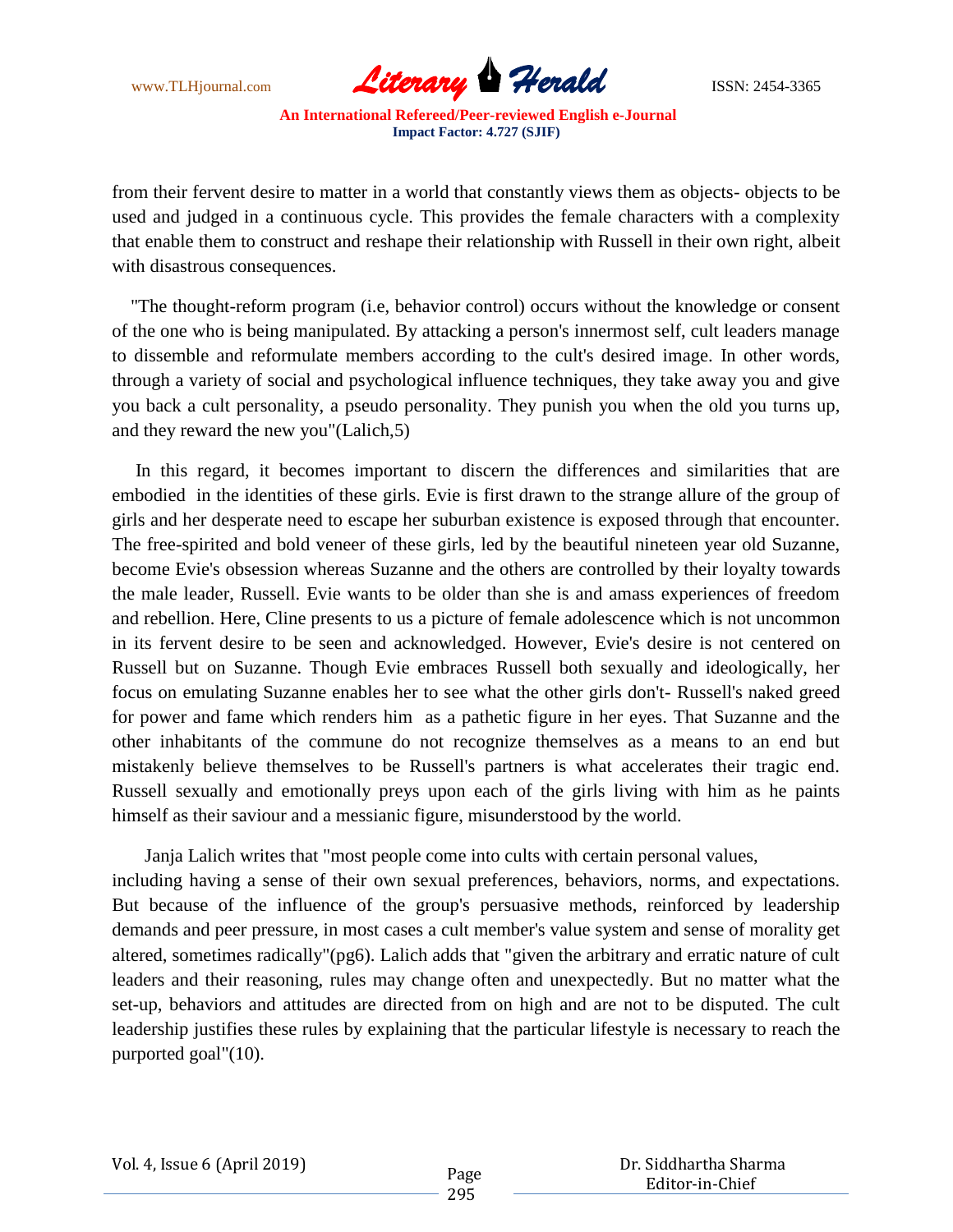from their fervent desire to matter in a world that constantly views them as objects- objects to be used and judged in a continuous cycle. This provides the female characters with a complexity that enable them to construct and reshape their relationship with Russell in their own right, albeit with disastrous consequences.

"The thought-reform program (i.e, behavior control) occurs without the knowledge or consent of the one who is being manipulated. By attacking a person's innermost self, cult leaders manage to dissemble and reformulate members according to the cult's desired image. In other words, through a variety of social and psychological influence techniques, they take away you and give you back a cult personality, a pseudo personality. They punish you when the old you turns up, and they reward the new you"(Lalich,5)

In this regard, it becomes important to discern the differences and similarities that are embodied in the identities of these girls. Evie is first drawn to the strange allure of the group of girls and her desperate need to escape her suburban existence is exposed through that encounter. The free-spirited and bold veneer of these girls, led by the beautiful nineteen year old Suzanne, become Evie's obsession whereas Suzanne and the others are controlled by their loyalty towards the male leader, Russell. Evie wants to be older than she is and amass experiences of freedom and rebellion. Here, Cline presents to us a picture of female adolescence which is not uncommon in its fervent desire to be seen and acknowledged. However, Evie's desire is not centered on Russell but on Suzanne. Though Evie embraces Russell both sexually and ideologically, her focus on emulating Suzanne enables her to see what the other girls don't- Russell's naked greed for power and fame which renders him as a pathetic figure in her eyes. That Suzanne and the other inhabitants of the commune do not recognize themselves as a means to an end but mistakenly believe themselves to be Russell's partners is what accelerates their tragic end. Russell sexually and emotionally preys upon each of the girls living with him as he paints himself as their saviour and a messianic figure, misunderstood by the world.

Janja Lalich writes that "most people come into cults with certain personal values, including having a sense of their own sexual preferences, behaviors, norms, and expectations. But because of the influence of the group's persuasive methods, reinforced by leadership demands and peer pressure, in most cases a cult member's value system and sense of morality get altered, sometimes radically"(pg6). Lalich adds that "given the arbitrary and erratic nature of cult leaders and their reasoning, rules may change often and unexpectedly. But no matter what the set-up, behaviors and attitudes are directed from on high and are not to be disputed. The cult leadership justifies these rules by explaining that the particular lifestyle is necessary to reach the purported goal"(10).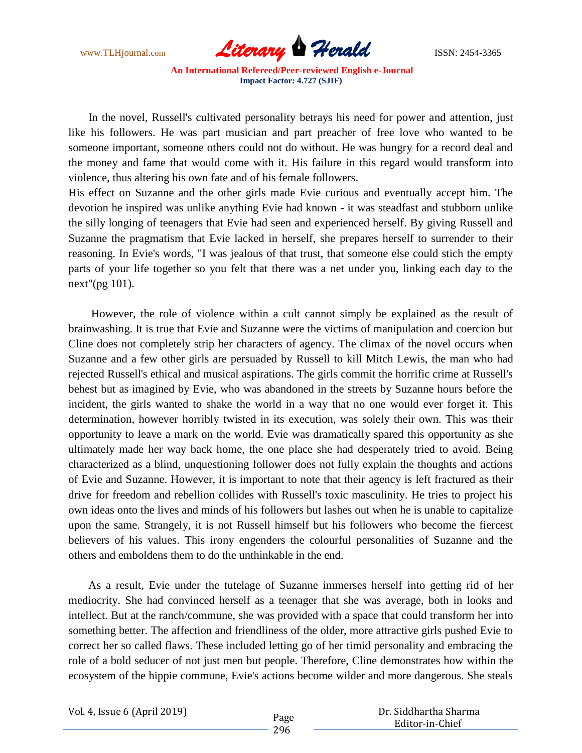In the novel, Russell's cultivated personality betrays his need for power and attention, just like his followers. He was part musician and part preacher of free love who wanted to be someone important, someone others could not do without. He was hungry for a record deal and the money and fame that would come with it. His failure in this regard would transform into violence, thus altering his own fate and of his female followers.

His effect on Suzanne and the other girls made Evie curious and eventually accept him. The devotion he inspired was unlike anything Evie had known - it was steadfast and stubborn unlike the silly longing of teenagers that Evie had seen and experienced herself. By giving Russell and Suzanne the pragmatism that Evie lacked in herself, she prepares herself to surrender to their reasoning. In Evie's words, "I was jealous of that trust, that someone else could stich the empty parts of your life together so you felt that there was a net under you, linking each day to the next"(pg 101).

However, the role of violence within a cult cannot simply be explained as the result of brainwashing. It is true that Evie and Suzanne were the victims of manipulation and coercion but Cline does not completely strip her characters of agency. The climax of the novel occurs when Suzanne and a few other girls are persuaded by Russell to kill Mitch Lewis, the man who had rejected Russell's ethical and musical aspirations. The girls commit the horrific crime at Russell's behest but as imagined by Evie, who was abandoned in the streets by Suzanne hours before the incident, the girls wanted to shake the world in a way that no one would ever forget it. This determination, however horribly twisted in its execution, was solely their own. This was their opportunity to leave a mark on the world. Evie was dramatically spared this opportunity as she ultimately made her way back home, the one place she had desperately tried to avoid. Being characterized as a blind, unquestioning follower does not fully explain the thoughts and actions of Evie and Suzanne. However, it is important to note that their agency is left fractured as their drive for freedom and rebellion collides with Russell's toxic masculinity. He tries to project his own ideas onto the lives and minds of his followers but lashes out when he is unable to capitalize upon the same. Strangely, it is not Russell himself but his followers who become the fiercest believers of his values. This irony engenders the colourful personalities of Suzanne and the others and emboldens them to do the unthinkable in the end.

As a result, Evie under the tutelage of Suzanne immerses herself into getting rid of her mediocrity. She had convinced herself as a teenager that she was average, both in looks and intellect. But at the ranch/commune, she was provided with a space that could transform her into something better. The affection and friendliness of the older, more attractive girls pushed Evie to correct her so called flaws. These included letting go of her timid personality and embracing the role of a bold seducer of not just men but people. Therefore, Cline demonstrates how within the ecosystem of the hippie commune, Evie's actions become wilder and more dangerous. She steals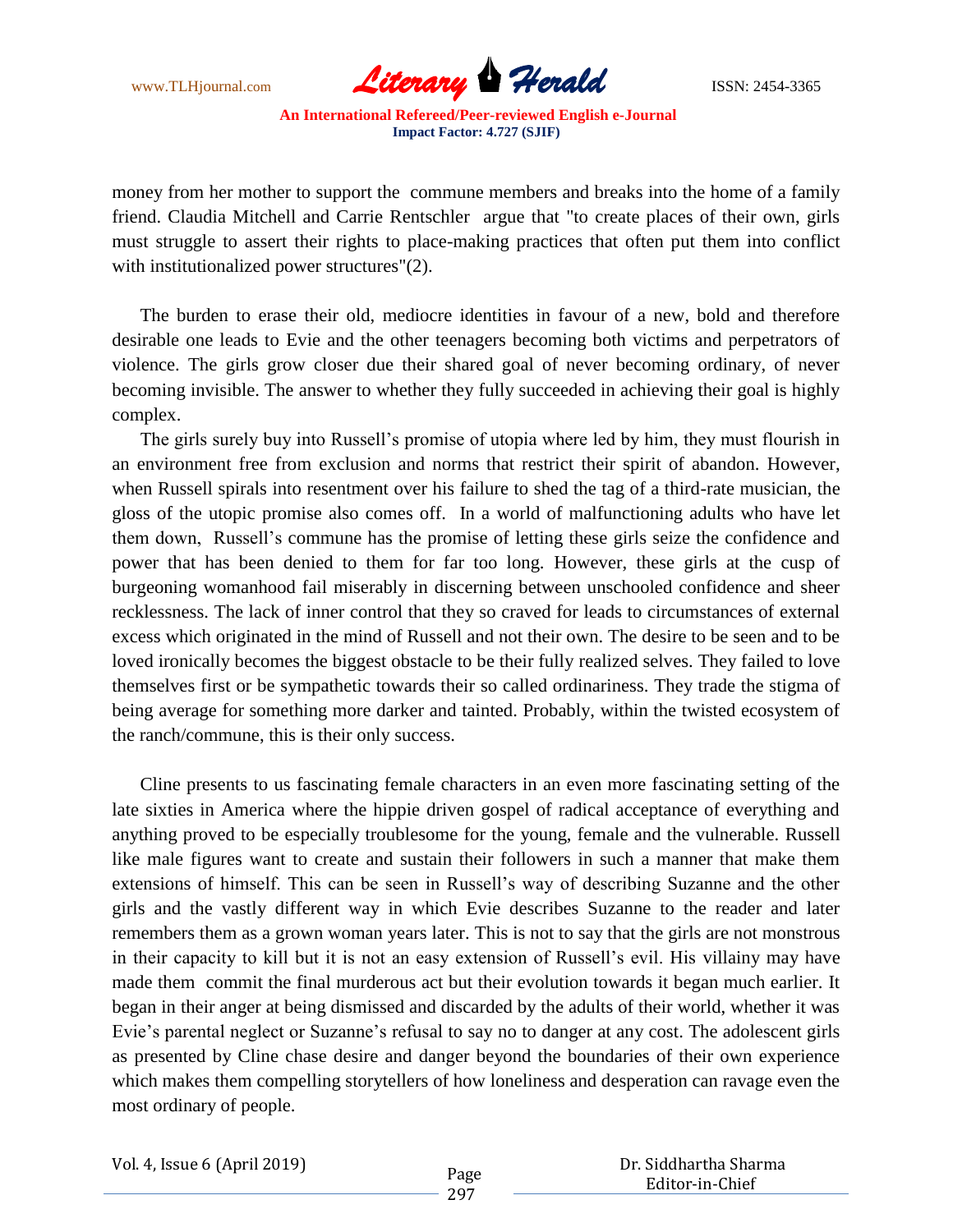money from her mother to support the commune members and breaks into the home of a family friend. Claudia Mitchell and Carrie Rentschler argue that "to create places of their own, girls must struggle to assert their rights to place-making practices that often put them into conflict with institutionalized power structures"(2).

The burden to erase their old, mediocre identities in favour of a new, bold and therefore desirable one leads to Evie and the other teenagers becoming both victims and perpetrators of violence. The girls grow closer due their shared goal of never becoming ordinary, of never becoming invisible. The answer to whether they fully succeeded in achieving their goal is highly complex.

The girls surely buy into Russell's promise of utopia where led by him, they must flourish in an environment free from exclusion and norms that restrict their spirit of abandon. However, when Russell spirals into resentment over his failure to shed the tag of a third-rate musician, the gloss of the utopic promise also comes off. In a world of malfunctioning adults who have let them down, Russell's commune has the promise of letting these girls seize the confidence and power that has been denied to them for far too long. However, these girls at the cusp of burgeoning womanhood fail miserably in discerning between unschooled confidence and sheer recklessness. The lack of inner control that they so craved for leads to circumstances of external excess which originated in the mind of Russell and not their own. The desire to be seen and to be loved ironically becomes the biggest obstacle to be their fully realized selves. They failed to love themselves first or be sympathetic towards their so called ordinariness. They trade the stigma of being average for something more darker and tainted. Probably, within the twisted ecosystem of the ranch/commune, this is their only success.

Cline presents to us fascinating female characters in an even more fascinating setting of the late sixties in America where the hippie driven gospel of radical acceptance of everything and anything proved to be especially troublesome for the young, female and the vulnerable. Russell like male figures want to create and sustain their followers in such a manner that make them extensions of himself. This can be seen in Russell's way of describing Suzanne and the other girls and the vastly different way in which Evie describes Suzanne to the reader and later remembers them as a grown woman years later. This is not to say that the girls are not monstrous in their capacity to kill but it is not an easy extension of Russell's evil. His villainy may have made them commit the final murderous act but their evolution towards it began much earlier. It began in their anger at being dismissed and discarded by the adults of their world, whether it was Evie's parental neglect or Suzanne's refusal to say no to danger at any cost. The adolescent girls as presented by Cline chase desire and danger beyond the boundaries of their own experience which makes them compelling storytellers of how loneliness and desperation can ravage even the most ordinary of people.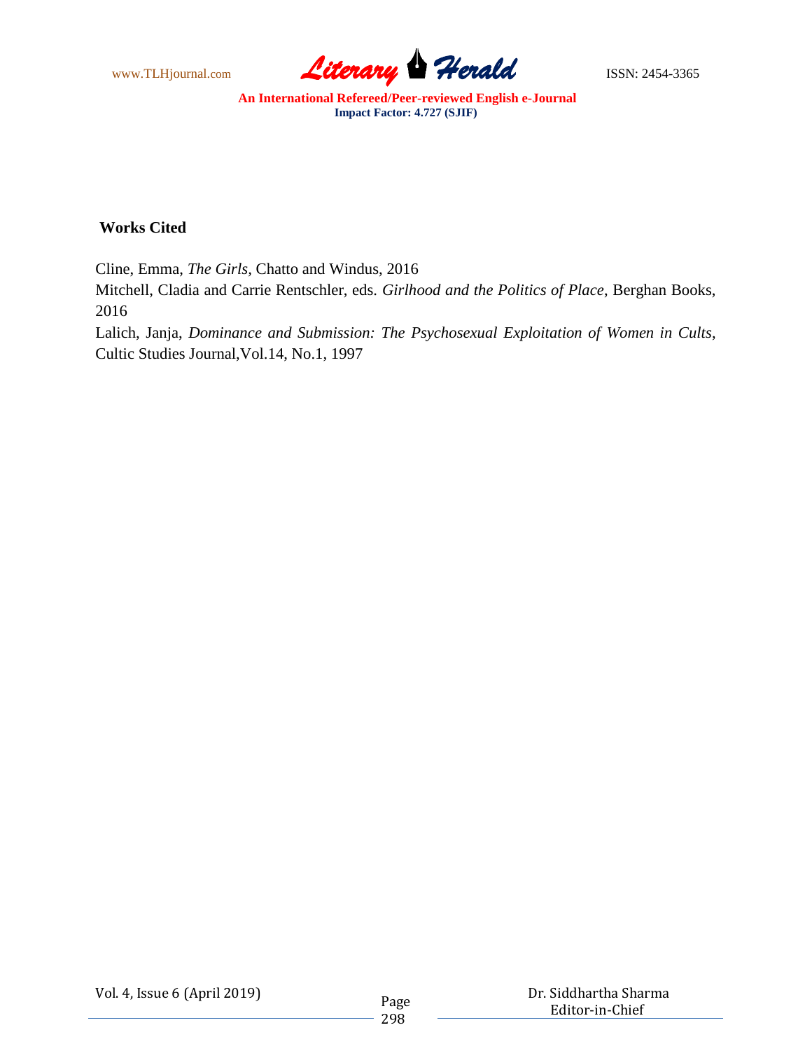## Works Cited

Cline, Emma, *The Girls,* Chatto and Windus, 2016

Mitchell, Cladia and Carrie Rentschler, eds. *Girlhood and the Politics of Place*, Berghan Books, 2016

Lalich, Janja, *Dominance and Submission: The Psychosexual Exploitation of Women in Cults*, Cultic Studies Journal,Vol.14, No.1, 1997